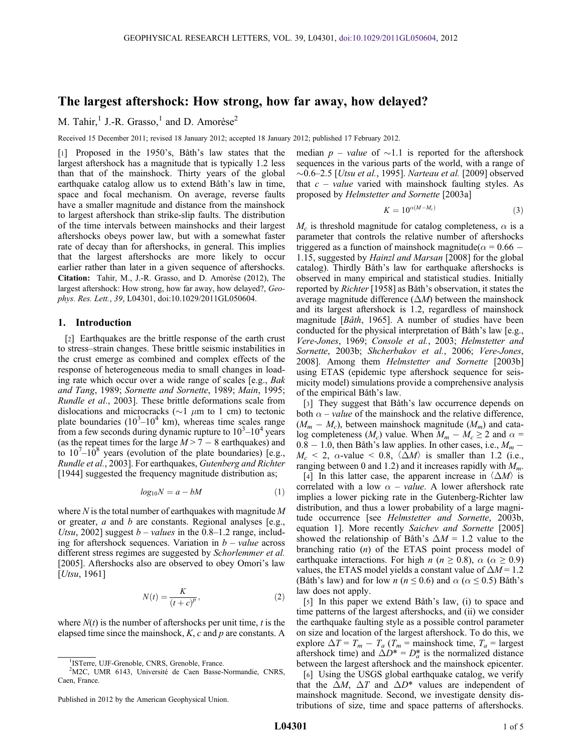# The largest aftershock: How strong, how far away, how delayed?

M. Tahir,[1] J.-R. Grasso,[1] and D. Amorèse[2]

Received 15 December 2011; revised 18 January 2012; accepted 18 January 2012; published 17 February 2012.

[1] Proposed in the 1950's, Båth's law states that the largest aftershock has a magnitude that is typically 1.2 less than that of the mainshock. Thirty years of the global earthquake catalog allow us to extend Båth's law in time, space and focal mechanism. On average, reverse faults have a smaller magnitude and distance from the mainshock to largest aftershock than strike-slip faults. The distribution of the time intervals between mainshocks and their largest aftershocks obeys power law, but with a somewhat faster rate of decay than for aftershocks, in general. This implies that the largest aftershocks are more likely to occur earlier rather than later in a given sequence of aftershocks. **Citation:** Tahir, M., J.-R. Grasso, and D. Amorèse (2012), The largest aftershock: How strong, how far away, how delayed?, *Geophys. Res. Lett.*, *39*, L04301, doi:10.1029/2011GL050604.

## 1. Introduction

[2] Earthquakes are the brittle response of the earth crust to stress–strain changes. These brittle seismic instabilities in the crust emerge as combined and complex effects of the response of heterogeneous media to small changes in loading rate which occur over a wide range of scales [e.g., *Bak and Tang*, 1989; *Sornette and Sornette*, 1989; *Main*, 1995; *Rundle et al.*, 2003]. These brittle deformations scale from dislocations and microcracks (~1 $\mu$m to 1 cm) to tectonic plate boundaries ($10^3$–$10^4$ km), whereas time scales range from a few seconds during dynamic rupture to $10^3$–$10^4$ years (as the repeat times for the large $M > 7-8$ earthquakes) and to $10^7$–$10^8$ years (evolution of the plate boundaries) [e.g., *Rundle et al.*, 2003]. For earthquakes, *Gutenberg and Richter* [1944] suggested the frequency magnitude distribution as;

$$log_{10}N = a - bM \tag{1}$$

where $N$ is the total number of earthquakes with magnitude $M$ or greater, $a$ and $b$ are constants. Regional analyses [e.g., *Utsu*, 2002] suggest $b$ – *values* in the 0.8–1.2 range, including for aftershock sequences. Variation in $b$ – *value* across different stress regimes are suggested by *Schorlemmer et al.* [2005]. Aftershocks also are observed to obey Omori's law [*Utsu*, 1961]

$$N(t) = \frac{K}{(t+c)^p}, \tag{2}$$

where $N(t)$ is the number of aftershocks per unit time, $t$ is the elapsed time since the mainshock, $K$, $c$ and $p$ are constants. A median $p$ – *value* of ~1.1 is reported for the aftershock sequences in the various parts of the world, with a range of ~0.6–2.5 [*Utsu et al.*, 1995]. *Narteau et al.* [2009] observed that $c$ – *value* varied with mainshock faulting styles. As proposed by *Helmstetter and Sornette* [2003a]

$$K = 10^{\alpha(M - M_c)} \tag{3}$$

$M_c$ is threshold magnitude for catalog completeness, $\alpha$ is a parameter that controls the relative number of aftershocks triggered as a function of mainshock magnitude($\alpha$ = 0.66 − 1.15, suggested by *Hainzl and Marsan* [2008] for the global catalog). Thirdly Båth's law for earthquake aftershocks is observed in many empirical and statistical studies. Initially reported by *Richter* [1958] as Båth's observation, it states the average magnitude difference ($\Delta M$) between the mainshock and its largest aftershock is 1.2, regardless of mainshock magnitude [*Båth*, 1965]. A number of studies have been conducted for the physical interpretation of Båth's law [e.g., *Vere-Jones*, 1969; *Console et al.*, 2003; *Helmstetter and Sornette*, 2003b; *Shcherbakov et al.*, 2006; *Vere-Jones*, 2008]. Among them *Helmstetter and Sornette* [2003b] using ETAS (epidemic type aftershock sequence for seismicity model) simulations provide a comprehensive analysis of the empirical Båth's law.

[3] They suggest that Båth's law occurrence depends on both $\alpha$ – *value* of the mainshock and the relative difference, ($M_m - M_c$), between mainshock magnitude ($M_m$) and catalog completeness ($M_c$) value. When $M_m - M_c \geq 2$ and $\alpha$ = 0.8 − 1.0, then Båth's law applies. In other cases, i.e., $M_m - M_c < 2$, $\alpha$-value < 0.8, $\langle \Delta M \rangle$ is smaller than 1.2 (i.e., ranging between 0 and 1.2) and it increases rapidly with $M_m$.

[4] In this latter case, the apparent increase in $\langle \Delta M \rangle$ is correlated with a low $\alpha$ – *value*. A lower aftershock rate implies a lower picking rate in the Gutenberg-Richter law distribution, and thus a lower probability of a large magnitude occurrence [see *Helmstetter and Sornette*, 2003b, equation 1]. More recently *Saichev and Sornette* [2005] showed the relationship of Båth's $\Delta M$ = 1.2 value to the branching ratio ($n$) of the ETAS point process model of earthquake interactions. For high $n$ ($n \geq 0.8$), $\alpha$ ($\alpha \geq 0.9$) values, the ETAS model yields a constant value of $\Delta M$ = 1.2 (Båth's law) and for low $n$ ($n \leq 0.6$) and $\alpha$ ($\alpha \leq 0.5$) Båth's law does not apply.

[5] In this paper we extend Båth's law, (i) to space and time patterns of the largest aftershocks, and (ii) we consider the earthquake faulting style as a possible control parameter on size and location of the largest aftershock. To do this, we explore $\Delta T = T_m - T_a$ ($T_m$ = mainshock time, $T_a$ = largest aftershock time) and $\Delta D^* = D_a^*$ is the normalized distance between the largest aftershock and the mainshock epicenter.

[6] Using the USGS global earthquake catalog, we verify that the $\Delta M$, $\Delta T$ and $\Delta D^*$ values are independent of mainshock magnitude. Second, we investigate density distributions of size, time and space patterns of aftershocks.

---

[1] ISTerre, UJF-Grenoble, CNRS, Grenoble, France.
[2] M2C, UMR 6143, Université de Caen Basse-Normandie, CNRS, Caen, France.

Published in 2012 by the American Geophysical Union.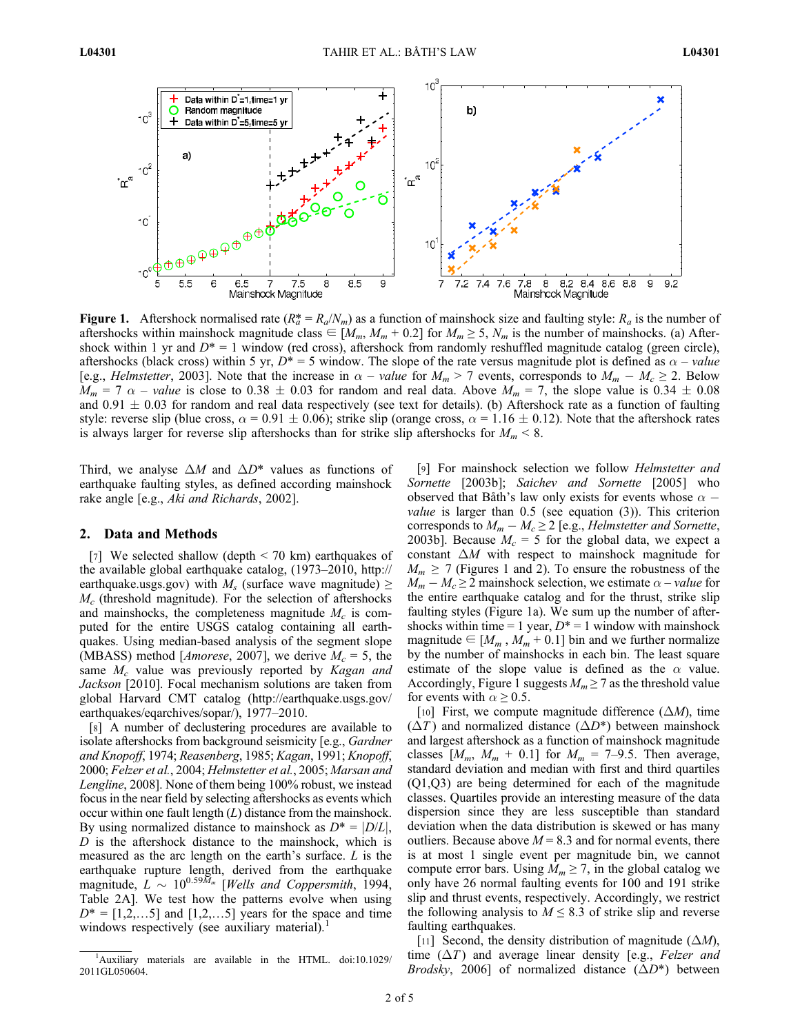**Figure 1.** Aftershock normalised rate ($R_a^* = R_a/N_m$) as a function of mainshock size and faulting style: $R_a$ is the number of aftershocks within mainshock magnitude class $\in [M_m, M_m + 0.2]$ for $M_m \geq 5$, $N_m$ is the number of mainshocks. (a) Aftershock within 1 yr and $D^* = 1$ window (red cross), aftershock from randomly reshuffled magnitude catalog (green circle), aftershocks (black cross) within 5 yr, $D^* = 5$ window. The slope of the rate versus magnitude plot is defined as $\alpha$ – *value* [e.g., *Helmstetter*, 2003]. Note that the increase in $\alpha$ – *value* for $M_m > 7$ events, corresponds to $M_m - M_c \geq 2$. Below $M_m = 7$ $\alpha$ – *value* is close to 0.38 ± 0.03 for random and real data. Above $M_m = 7$, the slope value is 0.34 ± 0.08 and 0.91 ± 0.03 for random and real data respectively (see text for details). (b) Aftershock rate as a function of faulting style: reverse slip (blue cross, $\alpha = 0.91 \pm 0.06$); strike slip (orange cross, $\alpha = 1.16 \pm 0.12$). Note that the aftershock rates is always larger for reverse slip aftershocks than for strike slip aftershocks for $M_m < 8$.

Third, we analyse $\Delta M$ and $\Delta D^*$ values as functions of earthquake faulting styles, as defined according mainshock rake angle [e.g., *Aki and Richards*, 2002].

## 2. Data and Methods

[7] We selected shallow (depth < 70 km) earthquakes of the available global earthquake catalog, (1973–2010, http://earthquake.usgs.gov) with $M_s$ (surface wave magnitude) $\geq M_c$ (threshold magnitude). For the selection of aftershocks and mainshocks, the completeness magnitude $M_c$ is computed for the entire USGS catalog containing all earthquakes. Using median-based analysis of the segment slope (MBASS) method [*Amorese*, 2007], we derive $M_c = 5$, the same $M_c$ value was previously reported by *Kagan and Jackson* [2010]. Focal mechanism solutions are taken from global Harvard CMT catalog (http://earthquake.usgs.gov/earthquakes/eqarchives/sopar/), 1977–2010.

[8] A number of declustering procedures are available to isolate aftershocks from background seismicity [e.g., *Gardner and Knopoff*, 1974; *Reasenberg*, 1985; *Kagan*, 1991; *Knopoff*, 2000; *Felzer et al.*, 2004; *Helmstetter et al.*, 2005; *Marsan and Lengline*, 2008]. None of them being 100% robust, we instead focus in the near field by selecting aftershocks as events which occur within one fault length ($L$) distance from the mainshock. By using normalized distance to mainshock as $D^* = |D/L|$, $D$ is the aftershock distance to the mainshock, which is measured as the arc length on the earth's surface. $L$ is the earthquake rupture length, derived from the earthquake magnitude, $L \sim 10^{0.59 M_m}$ [*Wells and Coppersmith*, 1994, Table 2A]. We test how the patterns evolve when using $D^* = [1,2,\ldots5]$ and $[1,2,\ldots5]$ years for the space and time windows respectively (see auxiliary material).[1]

[1]Auxiliary materials are available in the HTML. doi:10.1029/2011GL050604.

[9] For mainshock selection we follow *Helmstetter and Sornette* [2003b]; *Saichev and Sornette* [2005] who observed that Båth's law only exists for events whose $\alpha$ – *value* is larger than 0.5 (see equation (3)). This criterion corresponds to $M_m - M_c \geq 2$ [e.g., *Helmstetter and Sornette*, 2003b]. Because $M_c = 5$ for the global data, we expect a constant $\Delta M$ with respect to mainshock magnitude for $M_m \geq 7$ (Figures 1 and 2). To ensure the robustness of the $M_m - M_c \geq 2$ mainshock selection, we estimate $\alpha$ – *value* for the entire earthquake catalog and for the thrust, strike slip faulting styles (Figure 1a). We sum up the number of aftershocks within time = 1 year, $D^* = 1$ window with mainshock magnitude $\in [M_m, M_m + 0.1]$ bin and we further normalize by the number of mainshocks in each bin. The least square estimate of the slope value is defined as the $\alpha$ value. Accordingly, Figure 1 suggests $M_m \geq 7$ as the threshold value for events with $\alpha \geq 0.5$.

[10] First, we compute magnitude difference ($\Delta M$), time ($\Delta T$) and normalized distance ($\Delta D^*$) between mainshock and largest aftershock as a function of mainshock magnitude classes $[M_m, M_m + 0.1]$ for $M_m$ = 7–9.5. Then average, standard deviation and median with first and third quartiles (Q1,Q3) are being determined for each of the magnitude classes. Quartiles provide an interesting measure of the data dispersion since they are less susceptible than standard deviation when the data distribution is skewed or has many outliers. Because above $M = 8.3$ and for normal events, there is at most 1 single event per magnitude bin, we cannot compute error bars. Using $M_m \geq 7$, in the global catalog we only have 26 normal faulting events for 100 and 191 strike slip and thrust events, respectively. Accordingly, we restrict the following analysis to $M \leq 8.3$ of strike slip and reverse faulting earthquakes.

[11] Second, the density distribution of magnitude ($\Delta M$), time ($\Delta T$) and average linear density [e.g., *Felzer and Brodsky*, 2006] of normalized distance ($\Delta D^*$) between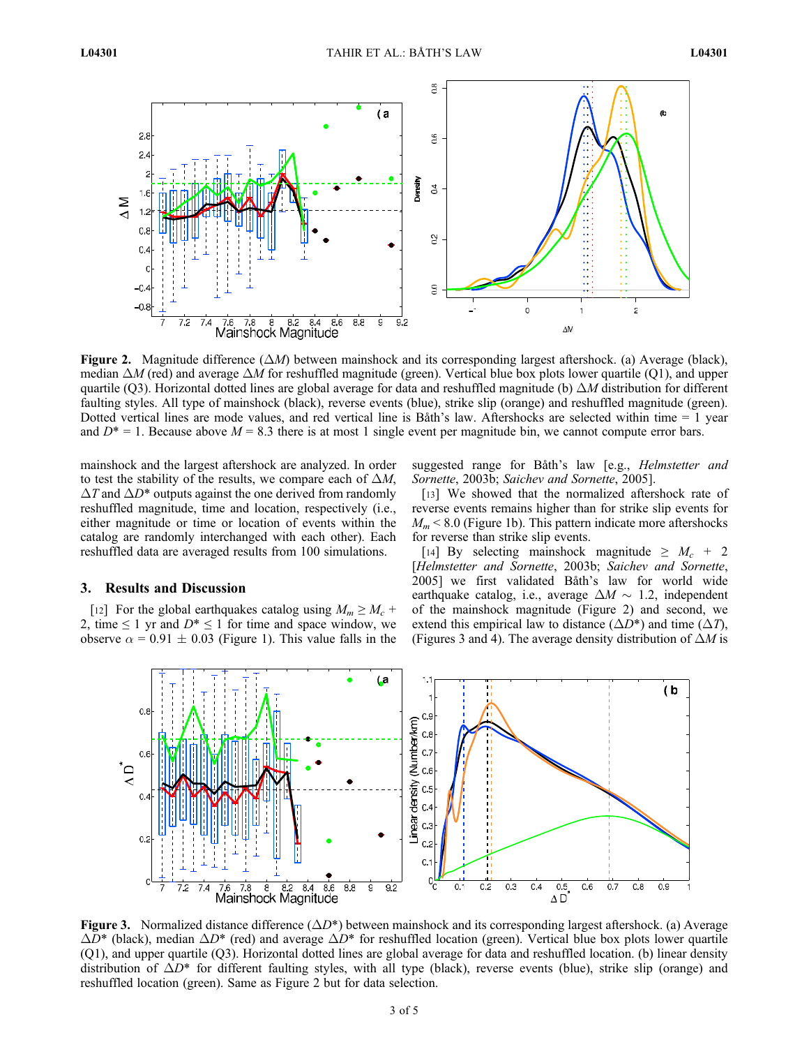**Figure 2.** Magnitude difference ($\Delta M$) between mainshock and its corresponding largest aftershock. (a) Average (black), median $\Delta M$ (red) and average $\Delta M$ for reshuffled magnitude (green). Vertical blue box plots lower quartile (Q1), and upper quartile (Q3). Horizontal dotted lines are global average for data and reshuffled magnitude (b) $\Delta M$ distribution for different faulting styles. All type of mainshock (black), reverse events (blue), strike slip (orange) and reshuffled magnitude (green). Dotted vertical lines are mode values, and red vertical line is Båth's law. Aftershocks are selected within time = 1 year and $D^*$ = 1. Because above $M$ = 8.3 there is at most 1 single event per magnitude bin, we cannot compute error bars.

mainshock and the largest aftershock are analyzed. In order to test the stability of the results, we compare each of $\Delta M$, $\Delta T$ and $\Delta D^*$ outputs against the one derived from randomly reshuffled magnitude, time and location, respectively (i.e., either magnitude or time or location of events within the catalog are randomly interchanged with each other). Each reshuffled data are averaged results from 100 simulations.

## 3. Results and Discussion

[12] For the global earthquakes catalog using $M_m \geq M_c + 2$, time $\leq$ 1 yr and $D^* \leq 1$ for time and space window, we observe $\alpha = 0.91 \pm 0.03$ (Figure 1). This value falls in the suggested range for Båth's law [e.g., *Helmstetter and Sornette*, 2003b; *Saichev and Sornette*, 2005].

[13] We showed that the normalized aftershock rate of reverse events remains higher than for strike slip events for $M_m < 8.0$ (Figure 1b). This pattern indicate more aftershocks for reverse than strike slip events.

[14] By selecting mainshock magnitude $\geq M_c + 2$ [*Helmstetter and Sornette*, 2003b; *Saichev and Sornette*, 2005] we first validated Båth's law for world wide earthquake catalog, i.e., average $\Delta M \sim 1.2$, independent of the mainshock magnitude (Figure 2) and second, we extend this empirical law to distance ($\Delta D^*$) and time ($\Delta T$), (Figures 3 and 4). The average density distribution of $\Delta M$ is

**Figure 3.** Normalized distance difference ($\Delta D^*$) between mainshock and its corresponding largest aftershock. (a) Average $\Delta D^*$ (black), median $\Delta D^*$ (red) and average $\Delta D^*$ for reshuffled location (green). Vertical blue box plots lower quartile (Q1), and upper quartile (Q3). Horizontal dotted lines are global average for data and reshuffled location. (b) linear density distribution of $\Delta D^*$ for different faulting styles, with all type (black), reverse events (blue), strike slip (orange) and reshuffled location (green). Same as Figure 2 but for data selection.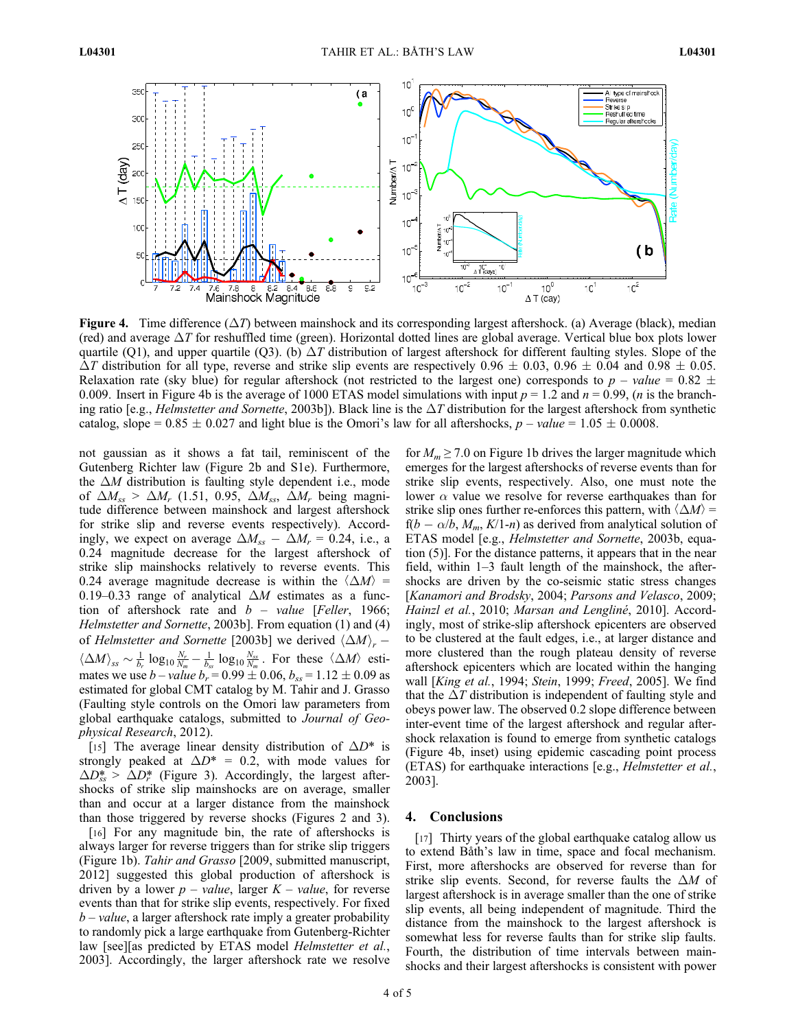**Figure 4.** Time difference ($\Delta T$) between mainshock and its corresponding largest aftershock. (a) Average (black), median (red) and average $\Delta T$ for reshuffled time (green). Horizontal dotted lines are global average. Vertical blue box plots lower quartile (Q1), and upper quartile (Q3). (b) $\Delta T$ distribution of largest aftershock for different faulting styles. Slope of the $\Delta T$ distribution for all type, reverse and strike slip events are respectively 0.96 ± 0.03, 0.96 ± 0.04 and 0.98 ± 0.05. Relaxation rate (sky blue) for regular aftershock (not restricted to the largest one) corresponds to $p$ – *value* = 0.82 ± 0.009. Insert in Figure 4b is the average of 1000 ETAS model simulations with input $p = 1.2$ and $n = 0.99$, ($n$ is the branching ratio [e.g., *Helmstetter and Sornette*, 2003b]). Black line is the $\Delta T$ distribution for the largest aftershock from synthetic catalog, slope = 0.85 ± 0.027 and light blue is the Omori's law for all aftershocks, $p$ – *value* = 1.05 ± 0.0008.

not gaussian as it shows a fat tail, reminiscent of the Gutenberg Richter law (Figure 2b and S1e). Furthermore, the $\Delta M$ distribution is faulting style dependent i.e., mode of $\Delta M_{ss} > \Delta M_r$ (1.51, 0.95, $\Delta M_{ss}$, $\Delta M_r$ being magnitude difference between mainshock and largest aftershock for strike slip and reverse events respectively). Accordingly, we expect on average $\Delta M_{ss} - \Delta M_r = 0.24$, i.e., a 0.24 magnitude decrease for the largest aftershock of strike slip mainshocks relatively to reverse events. This 0.24 average magnitude decrease is within the $\langle \Delta M \rangle$ = 0.19–0.33 range of analytical $\Delta M$ estimates as a function of aftershock rate and $b$ – *value* [*Feller*, 1966; *Helmstetter and Sornette*, 2003b]. From equation (1) and (4) of *Helmstetter and Sornette* [2003b] we derived $\langle \Delta M \rangle_r - \langle \Delta M \rangle_{ss} \sim \frac{1}{b_r} \log_{10} \frac{N_r}{N_m} - \frac{1}{b_{ss}} \log_{10} \frac{N_{ss}}{N_m}$. For these $\langle \Delta M \rangle$ estimates we use $b$ – *value* $b_r = 0.99 \pm 0.06$, $b_{ss} = 1.12 \pm 0.09$ as estimated for global CMT catalog by M. Tahir and J. Grasso (Faulting style controls on the Omori law parameters from global earthquake catalogs, submitted to *Journal of Geophysical Research*, 2012).

[15] The average linear density distribution of $\Delta D^*$ is strongly peaked at $\Delta D^* = 0.2$, with mode values for $\Delta D^*_{ss} > \Delta D^*_r$ (Figure 3). Accordingly, the largest aftershocks of strike slip mainshocks are on average, smaller than and occur at a larger distance from the mainshock than those triggered by reverse shocks (Figures 2 and 3).

[16] For any magnitude bin, the rate of aftershocks is always larger for reverse triggers than for strike slip triggers (Figure 1b). *Tahir and Grasso* [2009, submitted manuscript, 2012] suggested this global production of aftershock is driven by a lower $p$ – *value*, larger $K$ – *value*, for reverse events than that for strike slip events, respectively. For fixed $b$ – *value*, a larger aftershock rate imply a greater probability to randomly pick a large earthquake from Gutenberg-Richter law [see][as predicted by ETAS model *Helmstetter et al.*, 2003]. Accordingly, the larger aftershock rate we resolve for $M_m \geq 7.0$ on Figure 1b drives the larger magnitude which emerges for the largest aftershocks of reverse events than for strike slip events, respectively. Also, one must note the lower $\alpha$ value we resolve for reverse earthquakes than for strike slip ones further re-enforces this pattern, with $\langle \Delta M \rangle$ = f($b - \alpha/b$, $M_m$, $K$/1-$n$) as derived from analytical solution of ETAS model [e.g., *Helmstetter and Sornette*, 2003b, equation (5)]. For the distance patterns, it appears that in the near field, within 1–3 fault length of the mainshock, the aftershocks are driven by the co-seismic static stress changes [*Kanamori and Brodsky*, 2004; *Parsons and Velasco*, 2009; *Hainzl et al.*, 2010; *Marsan and Lengliné*, 2010]. Accordingly, most of strike-slip aftershock epicenters are observed to be clustered at the fault edges, i.e., at larger distance and more clustered than the rough plateau density of reverse aftershock epicenters which are located within the hanging wall [*King et al.*, 1994; *Stein*, 1999; *Freed*, 2005]. We find that the $\Delta T$ distribution is independent of faulting style and obeys power law. The observed 0.2 slope difference between inter-event time of the largest aftershock and regular aftershock relaxation is found to emerge from synthetic catalogs (Figure 4b, inset) using epidemic cascading point process (ETAS) for earthquake interactions [e.g., *Helmstetter et al.*, 2003].

## 4. Conclusions

[17] Thirty years of the global earthquake catalog allow us to extend Båth's law in time, space and focal mechanism. First, more aftershocks are observed for reverse than for strike slip events. Second, for reverse faults the $\Delta M$ of largest aftershock is in average smaller than the one of strike slip events, all being independent of magnitude. Third the distance from the mainshock to the largest aftershock is somewhat less for reverse faults than for strike slip faults. Fourth, the distribution of time intervals between mainshocks and their largest aftershocks is consistent with power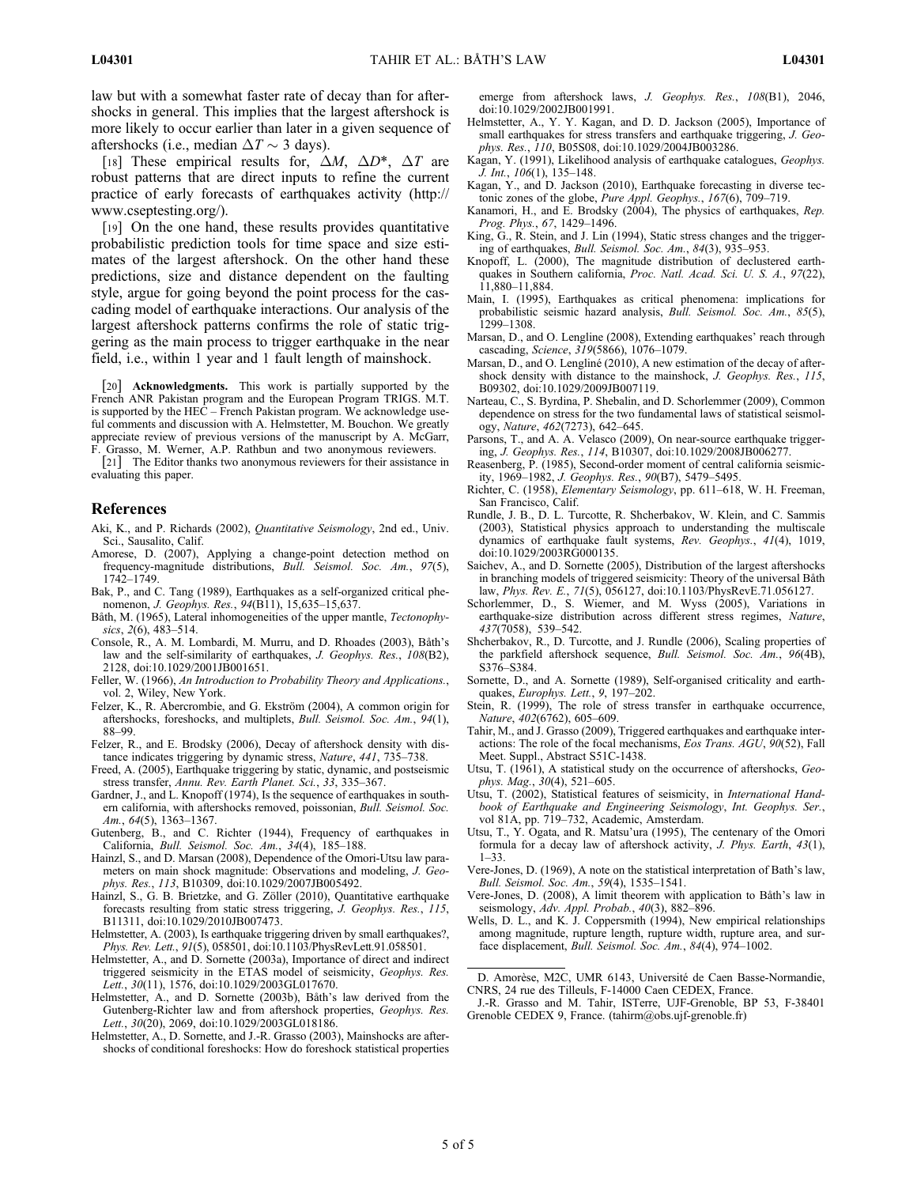law but with a somewhat faster rate of decay than for aftershocks in general. This implies that the largest aftershock is more likely to occur earlier than later in a given sequence of aftershocks (i.e., median $\Delta T \sim 3$ days).

[18] These empirical results for, $\Delta M$, $\Delta D^*$, $\Delta T$ are robust patterns that are direct inputs to refine the current practice of early forecasts of earthquakes activity (http://www.cseptesting.org/).

[19] On the one hand, these results provides quantitative probabilistic prediction tools for time space and size estimates of the largest aftershock. On the other hand these predictions, size and distance dependent on the faulting style, argue for going beyond the point process for the cascading model of earthquake interactions. Our analysis of the largest aftershock patterns confirms the role of static triggering as the main process to trigger earthquake in the near field, i.e., within 1 year and 1 fault length of mainshock.

[20] **Acknowledgments.** This work is partially supported by the French ANR Pakistan program and the European Program TRIGS. M.T. is supported by the HEC – French Pakistan program. We acknowledge useful comments and discussion with A. Helmstetter, M. Bouchon. We greatly appreciate review of previous versions of the manuscript by A. McGarr, F. Grasso, M. Werner, A.P. Rathbun and two anonymous reviewers.

[21] The Editor thanks two anonymous reviewers for their assistance in evaluating this paper.

## References

Aki, K., and P. Richards (2002), *Quantitative Seismology*, 2nd ed., Univ. Sci., Sausalito, Calif.

Amorese, D. (2007), Applying a change-point detection method on frequency-magnitude distributions, *Bull. Seismol. Soc. Am.*, *97*(5), 1742–1749.

Bak, P., and C. Tang (1989), Earthquakes as a self-organized critical phenomenon, *J. Geophys. Res.*, *94*(B11), 15,635–15,637.

Båth, M. (1965), Lateral inhomogeneities of the upper mantle, *Tectonophysics*, *2*(6), 483–514.

Console, R., A. M. Lombardi, M. Murru, and D. Rhoades (2003), Båth's law and the self-similarity of earthquakes, *J. Geophys. Res.*, *108*(B2), 2128, doi:10.1029/2001JB001651.

Feller, W. (1966), *An Introduction to Probability Theory and Applications.*, vol. 2, Wiley, New York.

Felzer, K., R. Abercrombie, and G. Ekström (2004), A common origin for aftershocks, foreshocks, and multiplets, *Bull. Seismol. Soc. Am.*, *94*(1), 88–99.

Felzer, R., and E. Brodsky (2006), Decay of aftershock density with distance indicates triggering by dynamic stress, *Nature*, *441*, 735–738.

Freed, A. (2005), Earthquake triggering by static, dynamic, and postseismic stress transfer, *Annu. Rev. Earth Planet. Sci.*, *33*, 335–367.

Gardner, J., and L. Knopoff (1974), Is the sequence of earthquakes in southern california, with aftershocks removed, poissonian, *Bull. Seismol. Soc. Am.*, *64*(5), 1363–1367.

Gutenberg, B., and C. Richter (1944), Frequency of earthquakes in California, *Bull. Seismol. Soc. Am.*, *34*(4), 185–188.

Hainzl, S., and D. Marsan (2008), Dependence of the Omori-Utsu law parameters on main shock magnitude: Observations and modeling, *J. Geophys. Res.*, *113*, B10309, doi:10.1029/2007JB005492.

Hainzl, S., G. B. Brietzke, and G. Zöller (2010), Quantitative earthquake forecasts resulting from static stress triggering, *J. Geophys. Res.*, *115*, B11311, doi:10.1029/2010JB007473.

Helmstetter, A. (2003), Is earthquake triggering driven by small earthquakes?, *Phys. Rev. Lett.*, *91*(5), 058501, doi:10.1103/PhysRevLett.91.058501.

Helmstetter, A., and D. Sornette (2003a), Importance of direct and indirect triggered seismicity in the ETAS model of seismicity, *Geophys. Res. Lett.*, *30*(11), 1576, doi:10.1029/2003GL017670.

Helmstetter, A., and D. Sornette (2003b), Båth's law derived from the Gutenberg-Richter law and from aftershock properties, *Geophys. Res. Lett.*, *30*(20), 2069, doi:10.1029/2003GL018186.

Helmstetter, A., D. Sornette, and J.-R. Grasso (2003), Mainshocks are aftershocks of conditional foreshocks: How do foreshock statistical properties emerge from aftershock laws, *J. Geophys. Res.*, *108*(B1), 2046, doi:10.1029/2002JB001991.

Helmstetter, A., Y. Y. Kagan, and D. D. Jackson (2005), Importance of small earthquakes for stress transfers and earthquake triggering, *J. Geophys. Res.*, *110*, B05S08, doi:10.1029/2004JB003286.

Kagan, Y. (1991), Likelihood analysis of earthquake catalogues, *Geophys. J. Int.*, *106*(1), 135–148.

Kagan, Y., and D. Jackson (2010), Earthquake forecasting in diverse tectonic zones of the globe, *Pure Appl. Geophys.*, *167*(6), 709–719.

Kanamori, H., and E. Brodsky (2004), The physics of earthquakes, *Rep. Prog. Phys.*, *67*, 1429–1496.

King, G., R. Stein, and J. Lin (1994), Static stress changes and the triggering of earthquakes, *Bull. Seismol. Soc. Am.*, *84*(3), 935–953.

Knopoff, L. (2000), The magnitude distribution of declustered earthquakes in Southern california, *Proc. Natl. Acad. Sci. U. S. A.*, *97*(22), 11,880–11,884.

Main, I. (1995), Earthquakes as critical phenomena: implications for probabilistic seismic hazard analysis, *Bull. Seismol. Soc. Am.*, *85*(5), 1299–1308.

Marsan, D., and O. Lengline (2008), Extending earthquakes' reach through cascading, *Science*, *319*(5866), 1076–1079.

Marsan, D., and O. Lengliné (2010), A new estimation of the decay of aftershock density with distance to the mainshock, *J. Geophys. Res.*, *115*, B09302, doi:10.1029/2009JB007119.

Narteau, C., S. Byrdina, P. Shebalin, and D. Schorlemmer (2009), Common dependence on stress for the two fundamental laws of statistical seismology, *Nature*, *462*(7273), 642–645.

Parsons, T., and A. A. Velasco (2009), On near-source earthquake triggering, *J. Geophys. Res.*, *114*, B10307, doi:10.1029/2008JB006277.

Reasenberg, P. (1985), Second-order moment of central california seismicity, 1969–1982, *J. Geophys. Res.*, *90*(B7), 5479–5495.

Richter, C. (1958), *Elementary Seismology*, pp. 611–618, W. H. Freeman, San Francisco, Calif.

Rundle, J. B., D. L. Turcotte, R. Shcherbakov, W. Klein, and C. Sammis (2003), Statistical physics approach to understanding the multiscale dynamics of earthquake fault systems, *Rev. Geophys.*, *41*(4), 1019, doi:10.1029/2003RG000135.

Saichev, A., and D. Sornette (2005), Distribution of the largest aftershocks in branching models of triggered seismicity: Theory of the universal Båth law, *Phys. Rev. E.*, *71*(5), 056127, doi:10.1103/PhysRevE.71.056127.

Schorlemmer, D., S. Wiemer, and M. Wyss (2005), Variations in earthquake-size distribution across different stress regimes, *Nature*, *437*(7058), 539–542.

Shcherbakov, R., D. Turcotte, and J. Rundle (2006), Scaling properties of the parkfield aftershock sequence, *Bull. Seismol. Soc. Am.*, *96*(4B), S376–S384.

Sornette, D., and A. Sornette (1989), Self-organised criticality and earthquakes, *Europhys. Lett.*, *9*, 197–202.

Stein, R. (1999), The role of stress transfer in earthquake occurrence, *Nature*, *402*(6762), 605–609.

Tahir, M., and J. Grasso (2009), Triggered earthquakes and earthquake interactions: The role of the focal mechanisms, *Eos Trans. AGU*, *90*(52), Fall Meet. Suppl., Abstract S51C-1438.

Utsu, T. (1961), A statistical study on the occurrence of aftershocks, *Geophys. Mag.*, *30*(4), 521–605.

Utsu, T. (2002), Statistical features of seismicity, in *International Handbook of Earthquake and Engineering Seismology*, *Int. Geophys. Ser.*, vol 81A, pp. 719–732, Academic, Amsterdam.

Utsu, T., Y. Ogata, and R. Matsu'ura (1995), The centenary of the Omori formula for a decay law of aftershock activity, *J. Phys. Earth*, *43*(1), 1–33.

Vere-Jones, D. (1969), A note on the statistical interpretation of Bath's law, *Bull. Seismol. Soc. Am.*, *59*(4), 1535–1541.

Vere-Jones, D. (2008), A limit theorem with application to Båth's law in seismology, *Adv. Appl. Probab.*, *40*(3), 882–896.

Wells, D. L., and K. J. Coppersmith (1994), New empirical relationships among magnitude, rupture length, rupture width, rupture area, and surface displacement, *Bull. Seismol. Soc. Am.*, *84*(4), 974–1002.

---

D. Amorèse, M2C, UMR 6143, Université de Caen Basse-Normandie, CNRS, 24 rue des Tilleuls, F-14000 Caen CEDEX, France.

J.-R. Grasso and M. Tahir, ISTerre, UJF-Grenoble, BP 53, F-38401 Grenoble CEDEX 9, France. (tahirm@obs.ujf-grenoble.fr)